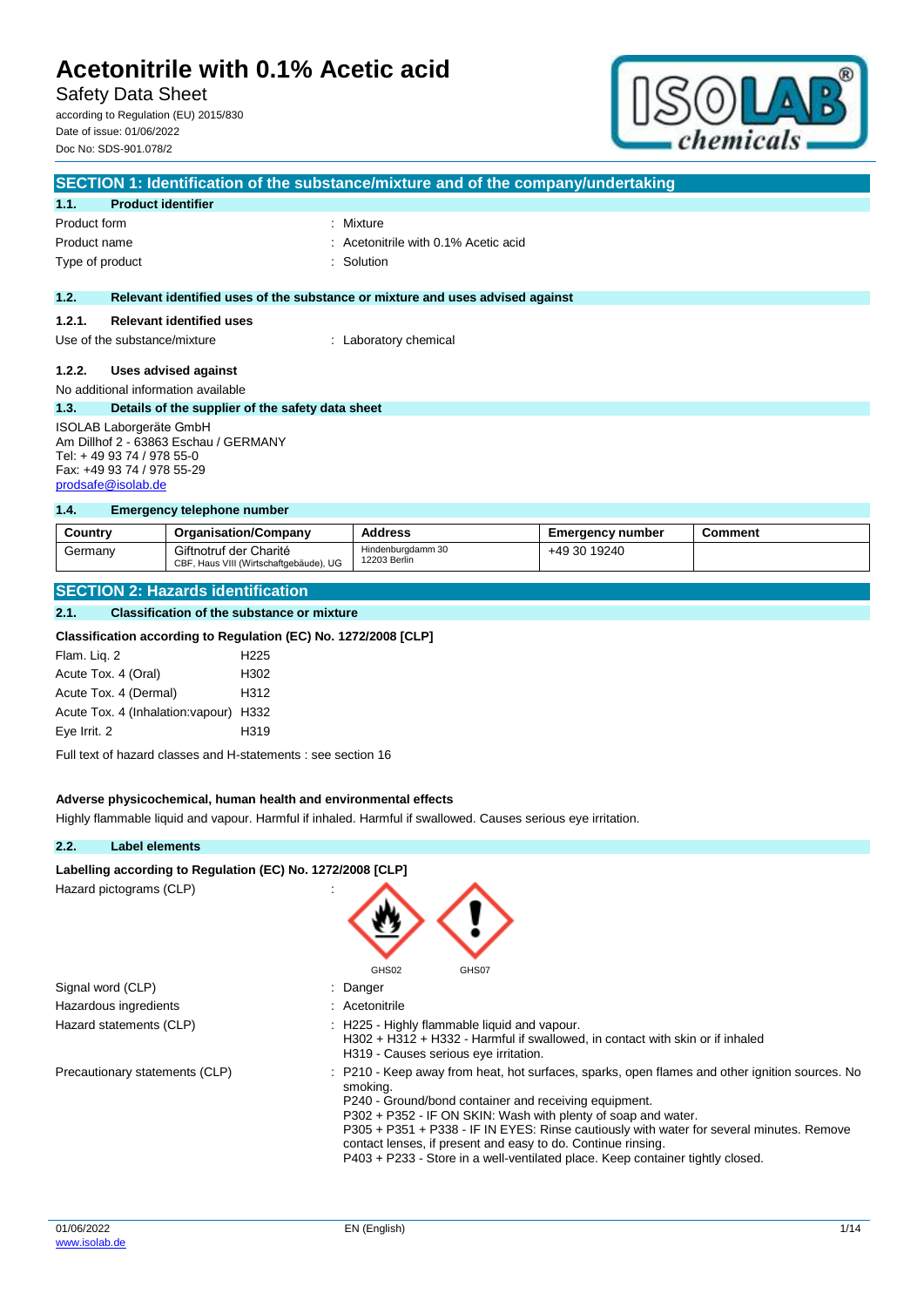# Acetonitrile with 0.1% Acetic acid

Safety Data Sheet

according to Regulation (EU) 2015/830
Date of issue: 01/06/2022
Doc No: SDS-901.078/2

## SECTION 1: Identification of the substance/mixture and of the company/undertaking

### 1.1. Product identifier

Product form : Mixture
Product name : Acetonitrile with 0.1% Acetic acid
Type of product : Solution

### 1.2. Relevant identified uses of the substance or mixture and uses advised against

#### 1.2.1. Relevant identified uses

Use of the substance/mixture : Laboratory chemical

#### 1.2.2. Uses advised against

No additional information available

### 1.3. Details of the supplier of the safety data sheet

ISOLAB Laborgeräte GmbH
Am Dillhof 2 - 63863 Eschau / GERMANY
Tel: + 49 93 74 / 978 55-0
Fax: +49 93 74 / 978 55-29
prodsafe@isolab.de

### 1.4. Emergency telephone number

| Country | Organisation/Company | Address | Emergency number | Comment |
|---|---|---|---|---|
| Germany | Giftnotruf der Charité<br>CBF, Haus VIII (Wirtschaftgebäude), UG | Hindenburgdamm 30<br>12203 Berlin | +49 30 19240 | |

## SECTION 2: Hazards identification

### 2.1. Classification of the substance or mixture

**Classification according to Regulation (EC) No. 1272/2008 [CLP]**

| | |
|---|---|
| Flam. Liq. 2 | H225 |
| Acute Tox. 4 (Oral) | H302 |
| Acute Tox. 4 (Dermal) | H312 |
| Acute Tox. 4 (Inhalation:vapour) | H332 |
| Eye Irrit. 2 | H319 |

Full text of hazard classes and H-statements : see section 16

**Adverse physicochemical, human health and environmental effects**

Highly flammable liquid and vapour. Harmful if inhaled. Harmful if swallowed. Causes serious eye irritation.

### 2.2. Label elements

**Labelling according to Regulation (EC) No. 1272/2008 [CLP]**

Hazard pictograms (CLP) : GHS02 GHS07

Signal word (CLP) : Danger

Hazardous ingredients : Acetonitrile

Hazard statements (CLP) :
H225 - Highly flammable liquid and vapour.
H302 + H312 + H332 - Harmful if swallowed, in contact with skin or if inhaled
H319 - Causes serious eye irritation.

Precautionary statements (CLP) :
P210 - Keep away from heat, hot surfaces, sparks, open flames and other ignition sources. No smoking.
P240 - Ground/bond container and receiving equipment.
P302 + P352 - IF ON SKIN: Wash with plenty of soap and water.
P305 + P351 + P338 - IF IN EYES: Rinse cautiously with water for several minutes. Remove contact lenses, if present and easy to do. Continue rinsing.
P403 + P233 - Store in a well-ventilated place. Keep container tightly closed.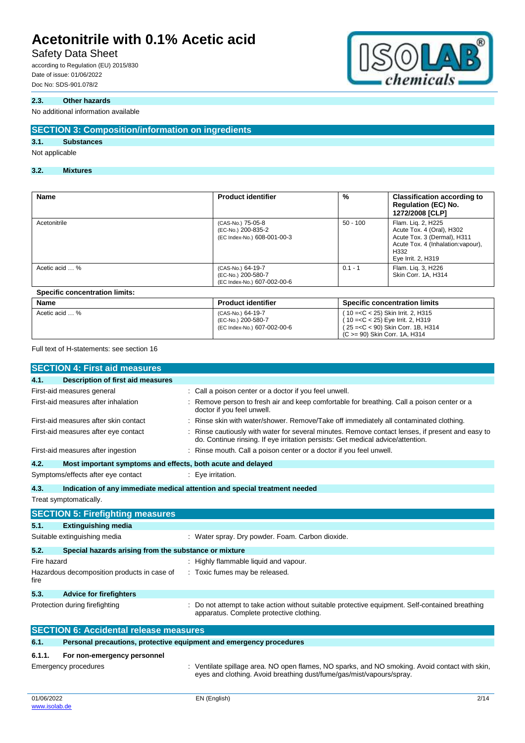### 2.3. Other hazards

No additional information available

## SECTION 3: Composition/information on ingredients

### 3.1. Substances

Not applicable

### 3.2. Mixtures

| Name | Product identifier | % | Classification according to Regulation (EC) No. 1272/2008 [CLP] |
|---|---|---|---|
| Acetonitrile | (CAS-No.) 75-05-8<br>(EC-No.) 200-835-2<br>(EC Index-No.) 608-001-00-3 | 50 - 100 | Flam. Liq. 2, H225<br>Acute Tox. 4 (Oral), H302<br>Acute Tox. 3 (Dermal), H311<br>Acute Tox. 4 (Inhalation:vapour), H332<br>Eye Irrit. 2, H319 |
| Acetic acid … % | (CAS-No.) 64-19-7<br>(EC-No.) 200-580-7<br>(EC Index-No.) 607-002-00-6 | 0.1 - 1 | Flam. Liq. 3, H226<br>Skin Corr. 1A, H314 |

**Specific concentration limits:**

| Name | Product identifier | Specific concentration limits |
|---|---|---|
| Acetic acid … % | (CAS-No.) 64-19-7<br>(EC-No.) 200-580-7<br>(EC Index-No.) 607-002-00-6 | ( 10 =<C < 25) Skin Irrit. 2, H315<br>( 10 =<C < 25) Eye Irrit. 2, H319<br>( 25 =<C < 90) Skin Corr. 1B, H314<br>(C >= 90) Skin Corr. 1A, H314 |

Full text of H-statements: see section 16

## SECTION 4: First aid measures

### 4.1. Description of first aid measures

First-aid measures general : Call a poison center or a doctor if you feel unwell.

First-aid measures after inhalation : Remove person to fresh air and keep comfortable for breathing. Call a poison center or a doctor if you feel unwell.

First-aid measures after skin contact : Rinse skin with water/shower. Remove/Take off immediately all contaminated clothing.

First-aid measures after eye contact : Rinse cautiously with water for several minutes. Remove contact lenses, if present and easy to do. Continue rinsing. If eye irritation persists: Get medical advice/attention.

First-aid measures after ingestion : Rinse mouth. Call a poison center or a doctor if you feel unwell.

### 4.2. Most important symptoms and effects, both acute and delayed

Symptoms/effects after eye contact : Eye irritation.

### 4.3. Indication of any immediate medical attention and special treatment needed

Treat symptomatically.

## SECTION 5: Firefighting measures

### 5.1. Extinguishing media

Suitable extinguishing media : Water spray. Dry powder. Foam. Carbon dioxide.

### 5.2. Special hazards arising from the substance or mixture

Fire hazard : Highly flammable liquid and vapour.

Hazardous decomposition products in case of fire : Toxic fumes may be released.

### 5.3. Advice for firefighters

Protection during firefighting : Do not attempt to take action without suitable protective equipment. Self-contained breathing apparatus. Complete protective clothing.

## SECTION 6: Accidental release measures

### 6.1. Personal precautions, protective equipment and emergency procedures

#### 6.1.1. For non-emergency personnel

Emergency procedures : Ventilate spillage area. NO open flames, NO sparks, and NO smoking. Avoid contact with skin, eyes and clothing. Avoid breathing dust/fume/gas/mist/vapours/spray.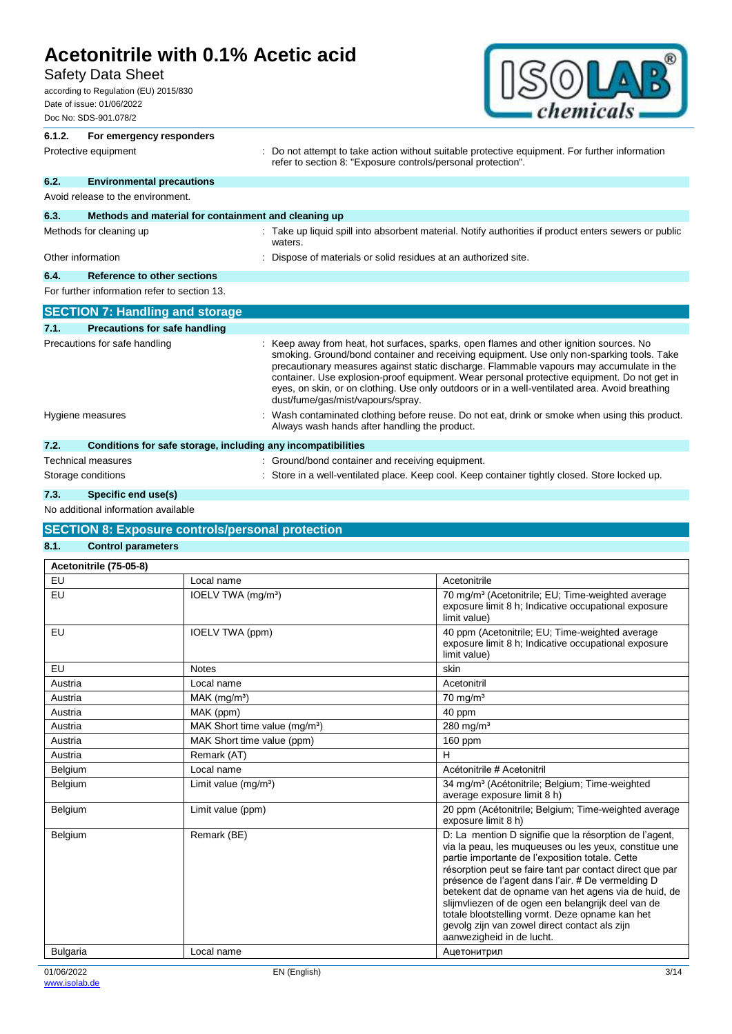#### 6.1.2. For emergency responders

Protective equipment : Do not attempt to take action without suitable protective equipment. For further information refer to section 8: "Exposure controls/personal protection".

### 6.2. Environmental precautions

Avoid release to the environment.

### 6.3. Methods and material for containment and cleaning up

Methods for cleaning up : Take up liquid spill into absorbent material. Notify authorities if product enters sewers or public waters.

Other information : Dispose of materials or solid residues at an authorized site.

### 6.4. Reference to other sections

For further information refer to section 13.

## SECTION 7: Handling and storage

### 7.1. Precautions for safe handling

Precautions for safe handling : Keep away from heat, hot surfaces, sparks, open flames and other ignition sources. No smoking. Ground/bond container and receiving equipment. Use only non-sparking tools. Take precautionary measures against static discharge. Flammable vapours may accumulate in the container. Use explosion-proof equipment. Wear personal protective equipment. Do not get in eyes, on skin, or on clothing. Use only outdoors or in a well-ventilated area. Avoid breathing dust/fume/gas/mist/vapours/spray.

Hygiene measures : Wash contaminated clothing before reuse. Do not eat, drink or smoke when using this product. Always wash hands after handling the product.

### 7.2. Conditions for safe storage, including any incompatibilities

Technical measures : Ground/bond container and receiving equipment.

Storage conditions : Store in a well-ventilated place. Keep cool. Keep container tightly closed. Store locked up.

### 7.3. Specific end use(s)

No additional information available

## SECTION 8: Exposure controls/personal protection

### 8.1. Control parameters

| Acetonitrile (75-05-8) | | |
|---|---|---|
| EU | Local name | Acetonitrile |
| EU | IOELV TWA (mg/m³) | 70 mg/m³ (Acetonitrile; EU; Time-weighted average exposure limit 8 h; Indicative occupational exposure limit value) |
| EU | IOELV TWA (ppm) | 40 ppm (Acetonitrile; EU; Time-weighted average exposure limit 8 h; Indicative occupational exposure limit value) |
| EU | Notes | skin |
| Austria | Local name | Acetonitril |
| Austria | MAK (mg/m³) | 70 mg/m³ |
| Austria | MAK (ppm) | 40 ppm |
| Austria | MAK Short time value (mg/m³) | 280 mg/m³ |
| Austria | MAK Short time value (ppm) | 160 ppm |
| Austria | Remark (AT) | H |
| Belgium | Local name | Acétonitrile # Acetonitril |
| Belgium | Limit value (mg/m³) | 34 mg/m³ (Acétonitrile; Belgium; Time-weighted average exposure limit 8 h) |
| Belgium | Limit value (ppm) | 20 ppm (Acétonitrile; Belgium; Time-weighted average exposure limit 8 h) |
| Belgium | Remark (BE) | D: La mention D signifie que la résorption de l'agent, via la peau, les muqueuses ou les yeux, constitue une partie importante de l'exposition totale. Cette résorption peut se faire tant par contact direct que par présence de l'agent dans l'air. # De vermelding D betekent dat de opname van het agens via de huid, de slijmvliezen of de ogen een belangrijk deel van de totale blootstelling vormt. Deze opname kan het gevolg zijn van zowel direct contact als zijn aanwezigheid in de lucht. |
| Bulgaria | Local name | Ацетонитрил |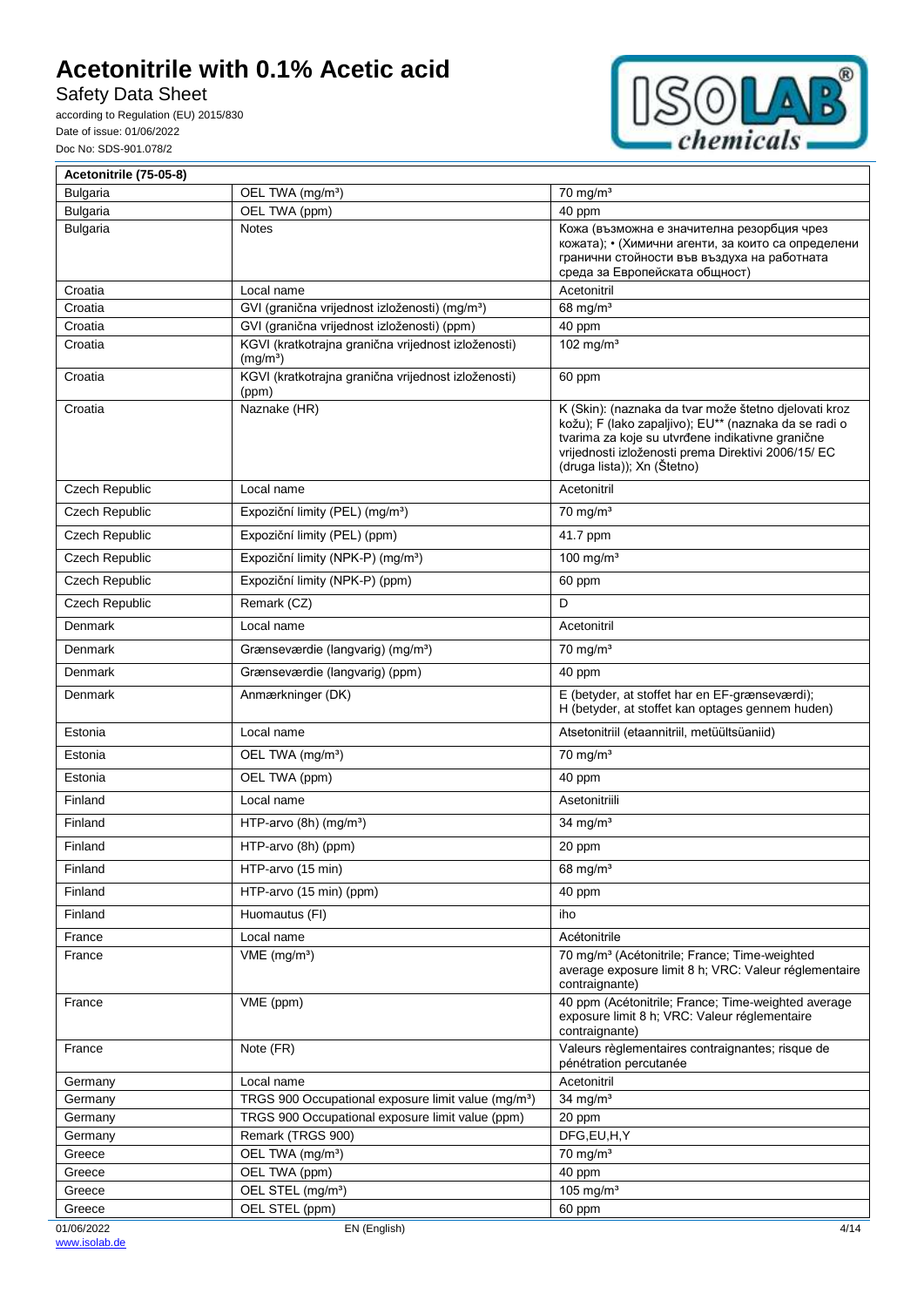| Acetonitrile (75-05-8) | | |
|---|---|---|
| Bulgaria | OEL TWA (mg/m³) | 70 mg/m³ |
| Bulgaria | OEL TWA (ppm) | 40 ppm |
| Bulgaria | Notes | Кожа (възможна е значителна резорбция чрез кожата); • (Химични агенти, за които са определени гранични стойности във въздуха на работната среда за Европейската общност) |
| Croatia | Local name | Acetonitril |
| Croatia | GVI (granična vrijednost izloženosti) (mg/m³) | 68 mg/m³ |
| Croatia | GVI (granična vrijednost izloženosti) (ppm) | 40 ppm |
| Croatia | KGVI (kratkotrajna granična vrijednost izloženosti) (mg/m³) | 102 mg/m³ |
| Croatia | KGVI (kratkotrajna granična vrijednost izloženosti) (ppm) | 60 ppm |
| Croatia | Naznake (HR) | K (Skin): (naznaka da tvar može štetno djelovati kroz kožu); F (lako zapaljivo); EU** (naznaka da se radi o tvarima za koje su utvrđene indikativne granične vrijednosti izloženosti prema Direktivi 2006/15/ EC (druga lista)); Xn (Štetno) |
| Czech Republic | Local name | Acetonitril |
| Czech Republic | Expoziční limity (PEL) (mg/m³) | 70 mg/m³ |
| Czech Republic | Expoziční limity (PEL) (ppm) | 41.7 ppm |
| Czech Republic | Expoziční limity (NPK-P) (mg/m³) | 100 mg/m³ |
| Czech Republic | Expoziční limity (NPK-P) (ppm) | 60 ppm |
| Czech Republic | Remark (CZ) | D |
| Denmark | Local name | Acetonitril |
| Denmark | Grænseværdie (langvarig) (mg/m³) | 70 mg/m³ |
| Denmark | Grænseværdie (langvarig) (ppm) | 40 ppm |
| Denmark | Anmærkninger (DK) | E (betyder, at stoffet har en EF-grænseværdi); H (betyder, at stoffet kan optages gennem huden) |
| Estonia | Local name | Atsetonitriil (etaannitriil, metüültsüaniid) |
| Estonia | OEL TWA (mg/m³) | 70 mg/m³ |
| Estonia | OEL TWA (ppm) | 40 ppm |
| Finland | Local name | Asetonitriili |
| Finland | HTP-arvo (8h) (mg/m³) | 34 mg/m³ |
| Finland | HTP-arvo (8h) (ppm) | 20 ppm |
| Finland | HTP-arvo (15 min) | 68 mg/m³ |
| Finland | HTP-arvo (15 min) (ppm) | 40 ppm |
| Finland | Huomautus (FI) | iho |
| France | Local name | Acétonitrile |
| France | VME (mg/m³) | 70 mg/m³ (Acétonitrile; France; Time-weighted average exposure limit 8 h; VRC: Valeur réglementaire contraignante) |
| France | VME (ppm) | 40 ppm (Acétonitrile; France; Time-weighted average exposure limit 8 h; VRC: Valeur réglementaire contraignante) |
| France | Note (FR) | Valeurs règlementaires contraignantes; risque de pénétration percutanée |
| Germany | Local name | Acetonitril |
| Germany | TRGS 900 Occupational exposure limit value (mg/m³) | 34 mg/m³ |
| Germany | TRGS 900 Occupational exposure limit value (ppm) | 20 ppm |
| Germany | Remark (TRGS 900) | DFG,EU,H,Y |
| Greece | OEL TWA (mg/m³) | 70 mg/m³ |
| Greece | OEL TWA (ppm) | 40 ppm |
| Greece | OEL STEL (mg/m³) | 105 mg/m³ |
| Greece | OEL STEL (ppm) | 60 ppm |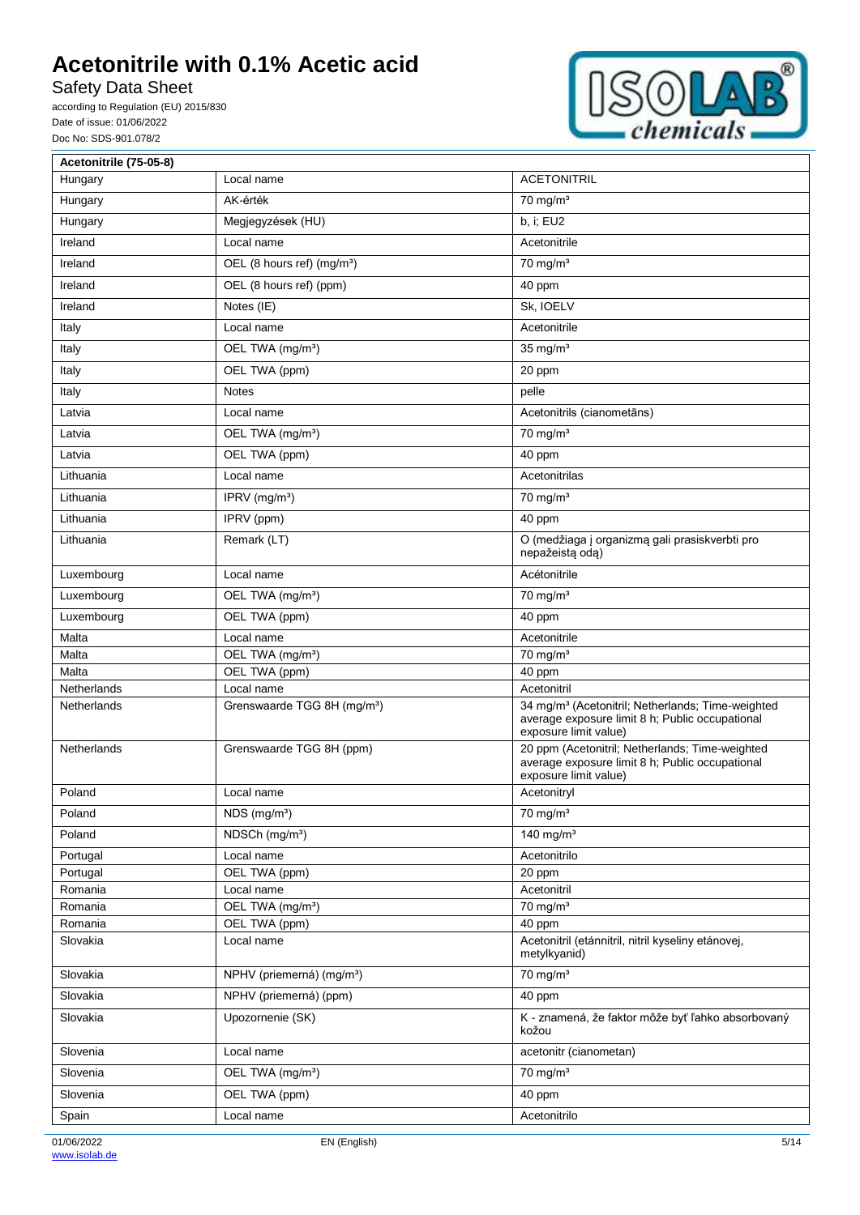| Acetonitrile (75-05-8) | | |
|---|---|---|
| Hungary | Local name | ACETONITRIL |
| Hungary | AK-érték | 70 mg/m³ |
| Hungary | Megjegyzések (HU) | b, i; EU2 |
| Ireland | Local name | Acetonitrile |
| Ireland | OEL (8 hours ref) (mg/m³) | 70 mg/m³ |
| Ireland | OEL (8 hours ref) (ppm) | 40 ppm |
| Ireland | Notes (IE) | Sk, IOELV |
| Italy | Local name | Acetonitrile |
| Italy | OEL TWA (mg/m³) | 35 mg/m³ |
| Italy | OEL TWA (ppm) | 20 ppm |
| Italy | Notes | pelle |
| Latvia | Local name | Acetonitrils (cianometāns) |
| Latvia | OEL TWA (mg/m³) | 70 mg/m³ |
| Latvia | OEL TWA (ppm) | 40 ppm |
| Lithuania | Local name | Acetonitrilas |
| Lithuania | IPRV (mg/m³) | 70 mg/m³ |
| Lithuania | IPRV (ppm) | 40 ppm |
| Lithuania | Remark (LT) | O (medžiaga į organizmą gali prasiskverbti pro nepažeistą odą) |
| Luxembourg | Local name | Acétonitrile |
| Luxembourg | OEL TWA (mg/m³) | 70 mg/m³ |
| Luxembourg | OEL TWA (ppm) | 40 ppm |
| Malta | Local name | Acetonitrile |
| Malta | OEL TWA (mg/m³) | 70 mg/m³ |
| Malta | OEL TWA (ppm) | 40 ppm |
| Netherlands | Local name | Acetonitril |
| Netherlands | Grenswaarde TGG 8H (mg/m³) | 34 mg/m³ (Acetonitril; Netherlands; Time-weighted average exposure limit 8 h; Public occupational exposure limit value) |
| Netherlands | Grenswaarde TGG 8H (ppm) | 20 ppm (Acetonitril; Netherlands; Time-weighted average exposure limit 8 h; Public occupational exposure limit value) |
| Poland | Local name | Acetonitryl |
| Poland | NDS (mg/m³) | 70 mg/m³ |
| Poland | NDSCh (mg/m³) | 140 mg/m³ |
| Portugal | Local name | Acetonitrilo |
| Portugal | OEL TWA (ppm) | 20 ppm |
| Romania | Local name | Acetonitril |
| Romania | OEL TWA (mg/m³) | 70 mg/m³ |
| Romania | OEL TWA (ppm) | 40 ppm |
| Slovakia | Local name | Acetonitril (etánnitril, nitril kyseliny etánovej, metylkyanid) |
| Slovakia | NPHV (priemerná) (mg/m³) | 70 mg/m³ |
| Slovakia | NPHV (priemerná) (ppm) | 40 ppm |
| Slovakia | Upozornenie (SK) | K - znamená, že faktor môže byť ľahko absorbovaný kožou |
| Slovenia | Local name | acetonitr (cianometan) |
| Slovenia | OEL TWA (mg/m³) | 70 mg/m³ |
| Slovenia | OEL TWA (ppm) | 40 ppm |
| Spain | Local name | Acetonitrilo |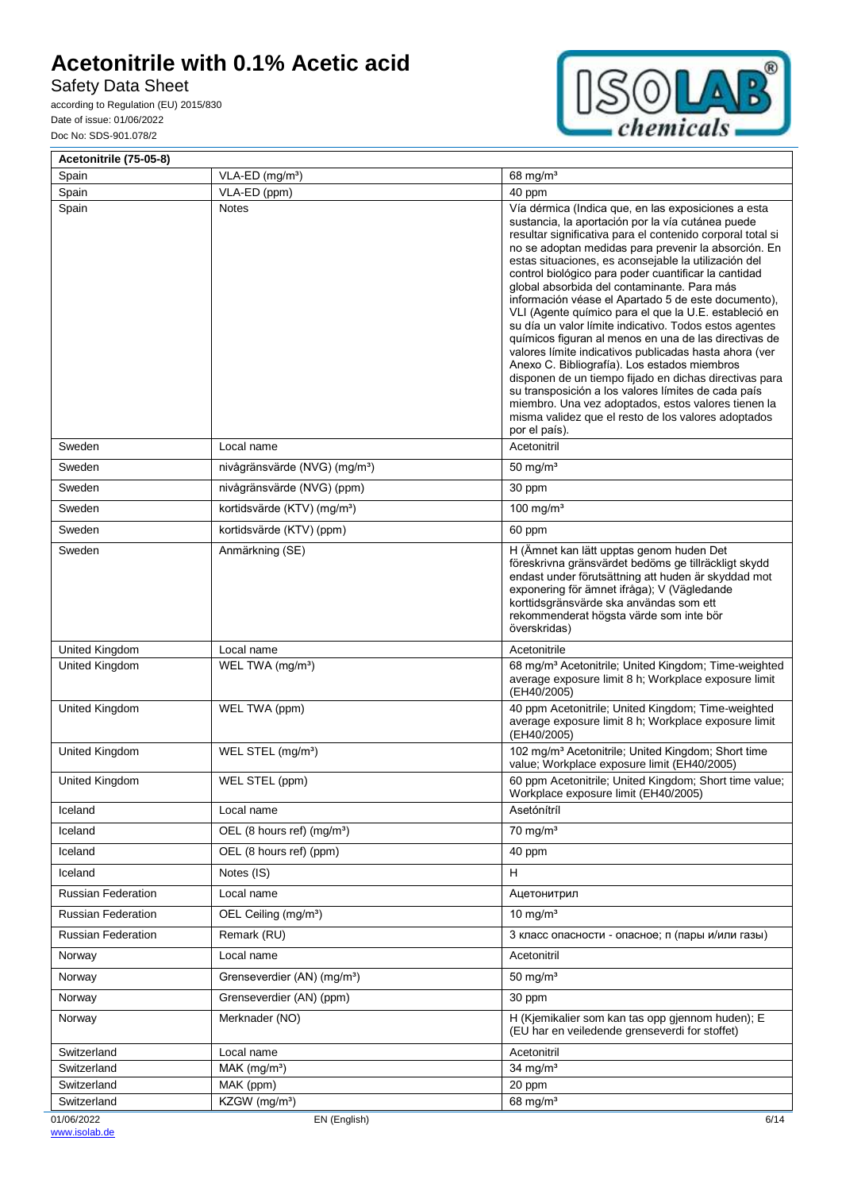| Acetonitrile (75-05-8) | | |
|---|---|---|
| Spain | VLA-ED (mg/m³) | 68 mg/m³ |
| Spain | VLA-ED (ppm) | 40 ppm |
| Spain | Notes | Vía dérmica (Indica que, en las exposiciones a esta sustancia, la aportación por la vía cutánea puede resultar significativa para el contenido corporal total si no se adoptan medidas para prevenir la absorción. En estas situaciones, es aconsejable la utilización del control biológico para poder cuantificar la cantidad global absorbida del contaminante. Para más información véase el Apartado 5 de este documento), VLI (Agente químico para el que la U.E. estableció en su día un valor límite indicativo. Todos estos agentes químicos figuran al menos en una de las directivas de valores límite indicativos publicadas hasta ahora (ver Anexo C. Bibliografía). Los estados miembros disponen de un tiempo fijado en dichas directivas para su transposición a los valores límites de cada país miembro. Una vez adoptados, estos valores tienen la misma validez que el resto de los valores adoptados por el país). |
| Sweden | Local name | Acetonitril |
| Sweden | nivågränsvärde (NVG) (mg/m³) | 50 mg/m³ |
| Sweden | nivågränsvärde (NVG) (ppm) | 30 ppm |
| Sweden | kortidsvärde (KTV) (mg/m³) | 100 mg/m³ |
| Sweden | kortidsvärde (KTV) (ppm) | 60 ppm |
| Sweden | Anmärkning (SE) | H (Ämnet kan lätt upptas genom huden Det föreskrivna gränsvärdet bedöms ge tillräckligt skydd endast under förutsättning att huden är skyddad mot exponering för ämnet ifråga); V (Vägledande korttidsgränsvärde ska användas som ett rekommenderat högsta värde som inte bör överskridas) |
| United Kingdom | Local name | Acetonitrile |
| United Kingdom | WEL TWA (mg/m³) | 68 mg/m³ Acetonitrile; United Kingdom; Time-weighted average exposure limit 8 h; Workplace exposure limit (EH40/2005) |
| United Kingdom | WEL TWA (ppm) | 40 ppm Acetonitrile; United Kingdom; Time-weighted average exposure limit 8 h; Workplace exposure limit (EH40/2005) |
| United Kingdom | WEL STEL (mg/m³) | 102 mg/m³ Acetonitrile; United Kingdom; Short time value; Workplace exposure limit (EH40/2005) |
| United Kingdom | WEL STEL (ppm) | 60 ppm Acetonitrile; United Kingdom; Short time value; Workplace exposure limit (EH40/2005) |
| Iceland | Local name | Asetónítríl |
| Iceland | OEL (8 hours ref) (mg/m³) | 70 mg/m³ |
| Iceland | OEL (8 hours ref) (ppm) | 40 ppm |
| Iceland | Notes (IS) | H |
| Russian Federation | Local name | Ацетонитрил |
| Russian Federation | OEL Ceiling (mg/m³) | 10 mg/m³ |
| Russian Federation | Remark (RU) | 3 класс опасности - опасное; п (пары и/или газы) |
| Norway | Local name | Acetonitril |
| Norway | Grenseverdier (AN) (mg/m³) | 50 mg/m³ |
| Norway | Grenseverdier (AN) (ppm) | 30 ppm |
| Norway | Merknader (NO) | H (Kjemikalier som kan tas opp gjennom huden); E (EU har en veiledende grenseverdi for stoffet) |
| Switzerland | Local name | Acetonitril |
| Switzerland | MAK (mg/m³) | 34 mg/m³ |
| Switzerland | MAK (ppm) | 20 ppm |
| Switzerland | KZGW (mg/m³) | 68 mg/m³ |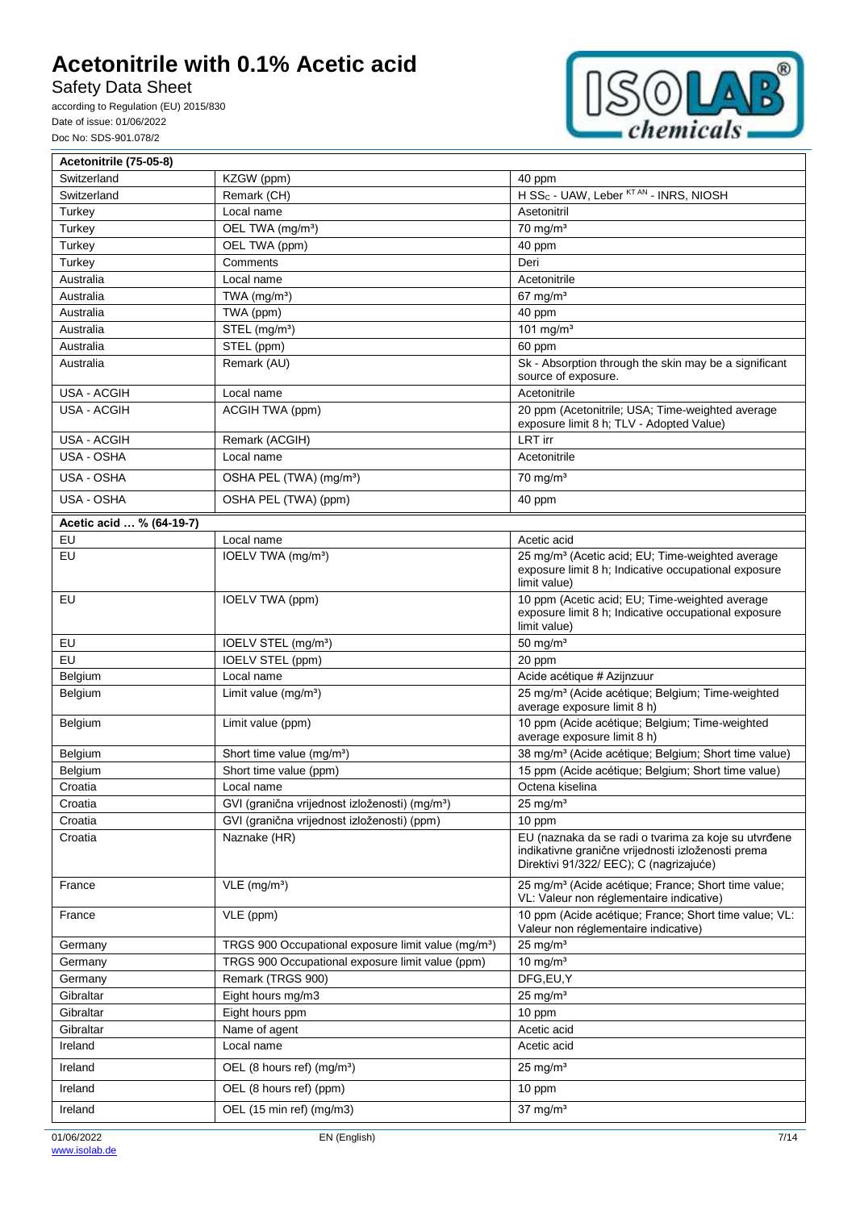| Acetonitrile (75-05-8) | | |
|---|---|---|
| Switzerland | KZGW (ppm) | 40 ppm |
| Switzerland | Remark (CH) | H SSc - UAW, Leber KT AN - INRS, NIOSH |
| Turkey | Local name | Asetonitril |
| Turkey | OEL TWA (mg/m³) | 70 mg/m³ |
| Turkey | OEL TWA (ppm) | 40 ppm |
| Turkey | Comments | Deri |
| Australia | Local name | Acetonitrile |
| Australia | TWA (mg/m³) | 67 mg/m³ |
| Australia | TWA (ppm) | 40 ppm |
| Australia | STEL (mg/m³) | 101 mg/m³ |
| Australia | STEL (ppm) | 60 ppm |
| Australia | Remark (AU) | Sk - Absorption through the skin may be a significant source of exposure. |
| USA - ACGIH | Local name | Acetonitrile |
| USA - ACGIH | ACGIH TWA (ppm) | 20 ppm (Acetonitrile; USA; Time-weighted average exposure limit 8 h; TLV - Adopted Value) |
| USA - ACGIH | Remark (ACGIH) | LRT irr |
| USA - OSHA | Local name | Acetonitrile |
| USA - OSHA | OSHA PEL (TWA) (mg/m³) | 70 mg/m³ |
| USA - OSHA | OSHA PEL (TWA) (ppm) | 40 ppm |

| Acetic acid … % (64-19-7) | | |
|---|---|---|
| EU | Local name | Acetic acid |
| EU | IOELV TWA (mg/m³) | 25 mg/m³ (Acetic acid; EU; Time-weighted average exposure limit 8 h; Indicative occupational exposure limit value) |
| EU | IOELV TWA (ppm) | 10 ppm (Acetic acid; EU; Time-weighted average exposure limit 8 h; Indicative occupational exposure limit value) |
| EU | IOELV STEL (mg/m³) | 50 mg/m³ |
| EU | IOELV STEL (ppm) | 20 ppm |
| Belgium | Local name | Acide acétique # Azijnzuur |
| Belgium | Limit value (mg/m³) | 25 mg/m³ (Acide acétique; Belgium; Time-weighted average exposure limit 8 h) |
| Belgium | Limit value (ppm) | 10 ppm (Acide acétique; Belgium; Time-weighted average exposure limit 8 h) |
| Belgium | Short time value (mg/m³) | 38 mg/m³ (Acide acétique; Belgium; Short time value) |
| Belgium | Short time value (ppm) | 15 ppm (Acide acétique; Belgium; Short time value) |
| Croatia | Local name | Octena kiselina |
| Croatia | GVI (granična vrijednost izloženosti) (mg/m³) | 25 mg/m³ |
| Croatia | GVI (granična vrijednost izloženosti) (ppm) | 10 ppm |
| Croatia | Naznake (HR) | EU (naznaka da se radi o tvarima za koje su utvrđene indikativne granične vrijednosti izloženosti prema Direktivi 91/322/ EEC); C (nagrizajuće) |
| France | VLE (mg/m³) | 25 mg/m³ (Acide acétique; France; Short time value; VL: Valeur non réglementaire indicative) |
| France | VLE (ppm) | 10 ppm (Acide acétique; France; Short time value; VL: Valeur non réglementaire indicative) |
| Germany | TRGS 900 Occupational exposure limit value (mg/m³) | 25 mg/m³ |
| Germany | TRGS 900 Occupational exposure limit value (ppm) | 10 mg/m³ |
| Germany | Remark (TRGS 900) | DFG,EU,Y |
| Gibraltar | Eight hours mg/m3 | 25 mg/m³ |
| Gibraltar | Eight hours ppm | 10 ppm |
| Gibraltar | Name of agent | Acetic acid |
| Ireland | Local name | Acetic acid |
| Ireland | OEL (8 hours ref) (mg/m³) | 25 mg/m³ |
| Ireland | OEL (8 hours ref) (ppm) | 10 ppm |
| Ireland | OEL (15 min ref) (mg/m3) | 37 mg/m³ |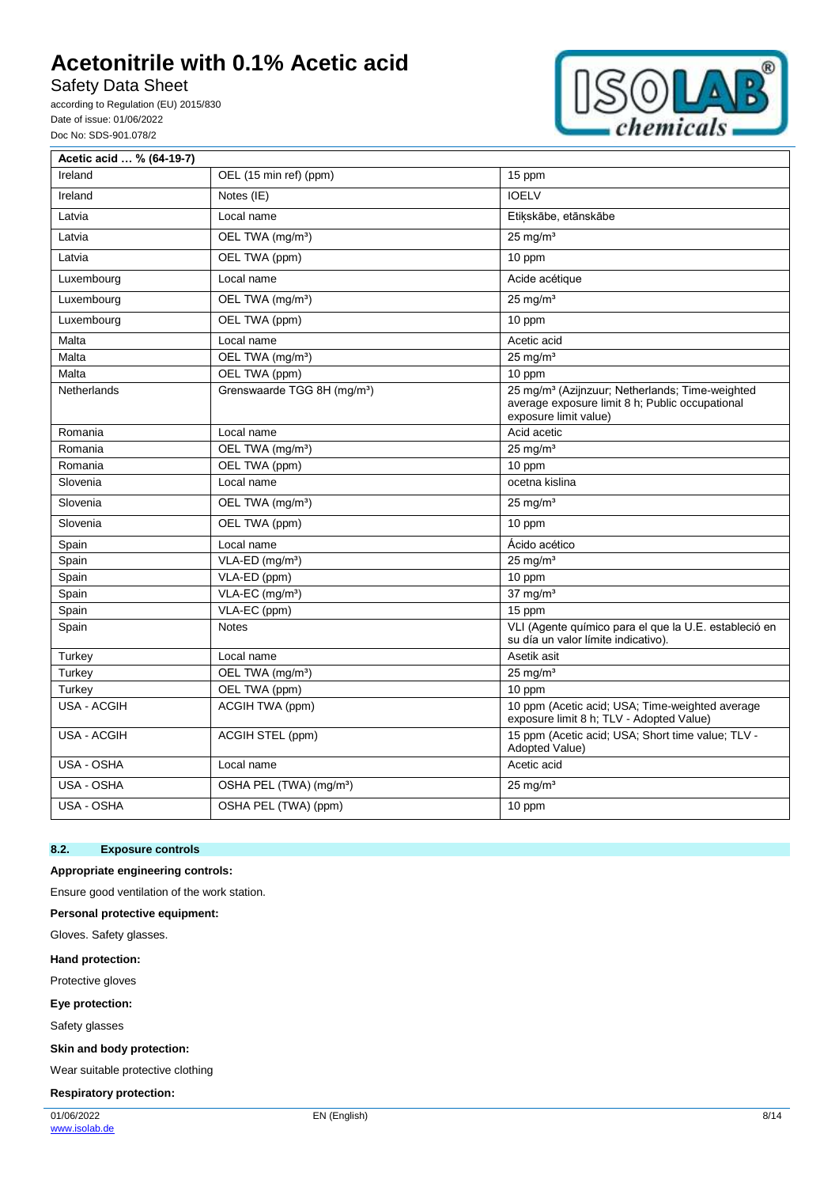| Acetic acid … % (64-19-7) | | |
|---|---|---|
| Ireland | OEL (15 min ref) (ppm) | 15 ppm |
| Ireland | Notes (IE) | IOELV |
| Latvia | Local name | Etiķskābe, etānskābe |
| Latvia | OEL TWA (mg/m³) | 25 mg/m³ |
| Latvia | OEL TWA (ppm) | 10 ppm |
| Luxembourg | Local name | Acide acétique |
| Luxembourg | OEL TWA (mg/m³) | 25 mg/m³ |
| Luxembourg | OEL TWA (ppm) | 10 ppm |
| Malta | Local name | Acetic acid |
| Malta | OEL TWA (mg/m³) | 25 mg/m³ |
| Malta | OEL TWA (ppm) | 10 ppm |
| Netherlands | Grenswaarde TGG 8H (mg/m³) | 25 mg/m³ (Azijnzuur; Netherlands; Time-weighted average exposure limit 8 h; Public occupational exposure limit value) |
| Romania | Local name | Acid acetic |
| Romania | OEL TWA (mg/m³) | 25 mg/m³ |
| Romania | OEL TWA (ppm) | 10 ppm |
| Slovenia | Local name | ocetna kislina |
| Slovenia | OEL TWA (mg/m³) | 25 mg/m³ |
| Slovenia | OEL TWA (ppm) | 10 ppm |
| Spain | Local name | Ácido acético |
| Spain | VLA-ED (mg/m³) | 25 mg/m³ |
| Spain | VLA-ED (ppm) | 10 ppm |
| Spain | VLA-EC (mg/m³) | 37 mg/m³ |
| Spain | VLA-EC (ppm) | 15 ppm |
| Spain | Notes | VLI (Agente químico para el que la U.E. estableció en su día un valor límite indicativo). |
| Turkey | Local name | Asetik asit |
| Turkey | OEL TWA (mg/m³) | 25 mg/m³ |
| Turkey | OEL TWA (ppm) | 10 ppm |
| USA - ACGIH | ACGIH TWA (ppm) | 10 ppm (Acetic acid; USA; Time-weighted average exposure limit 8 h; TLV - Adopted Value) |
| USA - ACGIH | ACGIH STEL (ppm) | 15 ppm (Acetic acid; USA; Short time value; TLV - Adopted Value) |
| USA - OSHA | Local name | Acetic acid |
| USA - OSHA | OSHA PEL (TWA) (mg/m³) | 25 mg/m³ |
| USA - OSHA | OSHA PEL (TWA) (ppm) | 10 ppm |

## 8.2. Exposure controls

**Appropriate engineering controls:**

Ensure good ventilation of the work station.

**Personal protective equipment:**

Gloves. Safety glasses.

**Hand protection:**

Protective gloves

**Eye protection:**

Safety glasses

**Skin and body protection:**

Wear suitable protective clothing

**Respiratory protection:**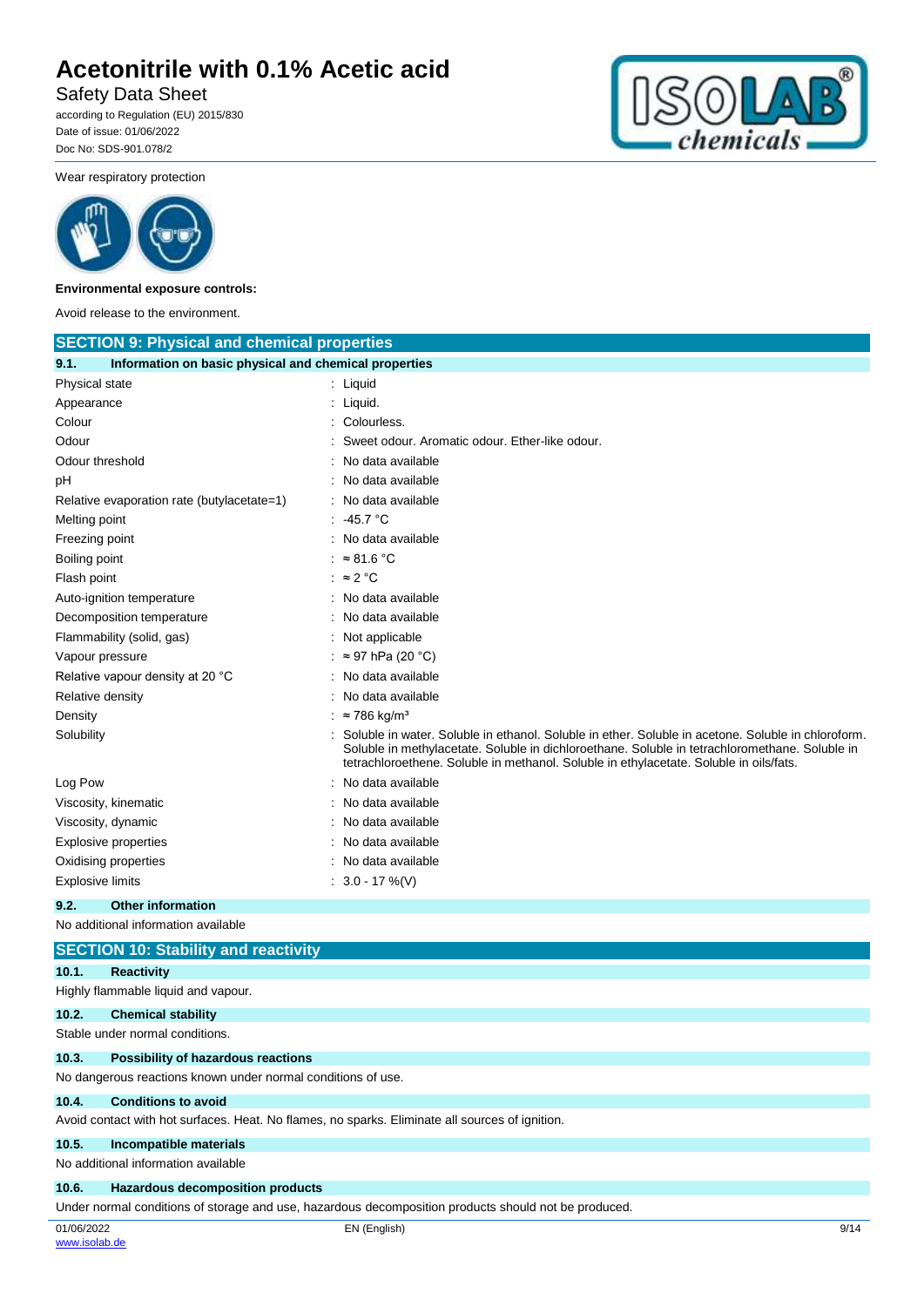Wear respiratory protection

**Environmental exposure controls:**

Avoid release to the environment.

## SECTION 9: Physical and chemical properties

### 9.1. Information on basic physical and chemical properties

| | |
|---|---|
| Physical state | : Liquid |
| Appearance | : Liquid. |
| Colour | : Colourless. |
| Odour | : Sweet odour. Aromatic odour. Ether-like odour. |
| Odour threshold | : No data available |
| pH | : No data available |
| Relative evaporation rate (butylacetate=1) | : No data available |
| Melting point | : -45.7 °C |
| Freezing point | : No data available |
| Boiling point | : ≈ 81.6 °C |
| Flash point | : ≈ 2 °C |
| Auto-ignition temperature | : No data available |
| Decomposition temperature | : No data available |
| Flammability (solid, gas) | : Not applicable |
| Vapour pressure | : ≈ 97 hPa (20 °C) |
| Relative vapour density at 20 °C | : No data available |
| Relative density | : No data available |
| Density | : ≈ 786 kg/m³ |
| Solubility | : Soluble in water. Soluble in ethanol. Soluble in ether. Soluble in acetone. Soluble in chloroform. Soluble in methylacetate. Soluble in dichloroethane. Soluble in tetrachloromethane. Soluble in tetrachloroethene. Soluble in methanol. Soluble in ethylacetate. Soluble in oils/fats. |
| Log Pow | : No data available |
| Viscosity, kinematic | : No data available |
| Viscosity, dynamic | : No data available |
| Explosive properties | : No data available |
| Oxidising properties | : No data available |
| Explosive limits | : 3.0 - 17 %(V) |

### 9.2. Other information

No additional information available

## SECTION 10: Stability and reactivity

### 10.1. Reactivity

Highly flammable liquid and vapour.

### 10.2. Chemical stability

Stable under normal conditions.

### 10.3. Possibility of hazardous reactions

No dangerous reactions known under normal conditions of use.

### 10.4. Conditions to avoid

Avoid contact with hot surfaces. Heat. No flames, no sparks. Eliminate all sources of ignition.

### 10.5. Incompatible materials

No additional information available

### 10.6. Hazardous decomposition products

Under normal conditions of storage and use, hazardous decomposition products should not be produced.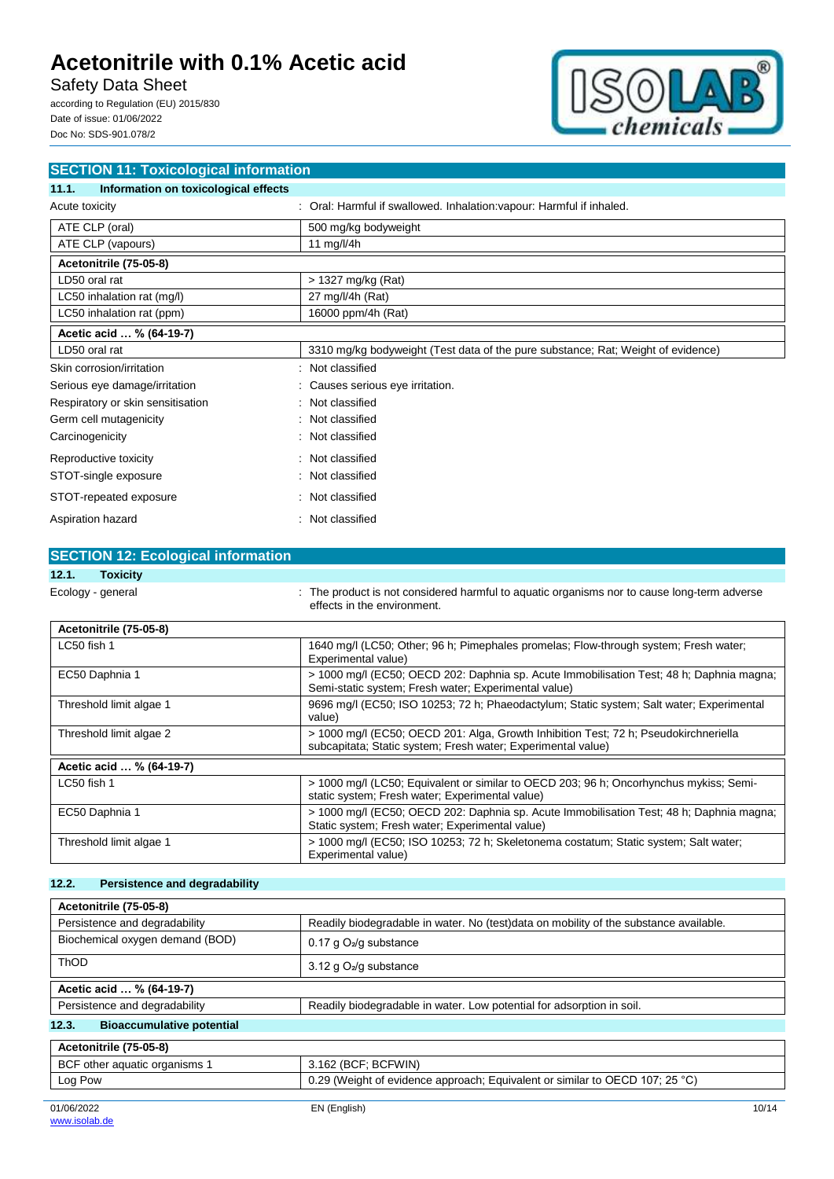## SECTION 11: Toxicological information

### 11.1. Information on toxicological effects

Acute toxicity : Oral: Harmful if swallowed. Inhalation:vapour: Harmful if inhaled.

| | |
|---|---|
| ATE CLP (oral) | 500 mg/kg bodyweight |
| ATE CLP (vapours) | 11 mg/l/4h |

| **Acetonitrile (75-05-8)** | |
|---|---|
| LD50 oral rat | > 1327 mg/kg (Rat) |
| LC50 inhalation rat (mg/l) | 27 mg/l/4h (Rat) |
| LC50 inhalation rat (ppm) | 16000 ppm/4h (Rat) |

| **Acetic acid … % (64-19-7)** | |
|---|---|
| LD50 oral rat | 3310 mg/kg bodyweight (Test data of the pure substance; Rat; Weight of evidence) |

Skin corrosion/irritation : Not classified

Serious eye damage/irritation : Causes serious eye irritation.

Respiratory or skin sensitisation : Not classified

Germ cell mutagenicity : Not classified

Carcinogenicity : Not classified

Reproductive toxicity : Not classified

STOT-single exposure : Not classified

STOT-repeated exposure : Not classified

Aspiration hazard : Not classified

## SECTION 12: Ecological information

### 12.1. Toxicity

Ecology - general : The product is not considered harmful to aquatic organisms nor to cause long-term adverse effects in the environment.

| **Acetonitrile (75-05-8)** | |
|---|---|
| LC50 fish 1 | 1640 mg/l (LC50; Other; 96 h; Pimephales promelas; Flow-through system; Fresh water; Experimental value) |
| EC50 Daphnia 1 | > 1000 mg/l (EC50; OECD 202: Daphnia sp. Acute Immobilisation Test; 48 h; Daphnia magna; Semi-static system; Fresh water; Experimental value) |
| Threshold limit algae 1 | 9696 mg/l (EC50; ISO 10253; 72 h; Phaeodactylum; Static system; Salt water; Experimental value) |
| Threshold limit algae 2 | > 1000 mg/l (EC50; OECD 201: Alga, Growth Inhibition Test; 72 h; Pseudokirchneriella subcapitata; Static system; Fresh water; Experimental value) |

| **Acetic acid … % (64-19-7)** | |
|---|---|
| LC50 fish 1 | > 1000 mg/l (LC50; Equivalent or similar to OECD 203; 96 h; Oncorhynchus mykiss; Semi-static system; Fresh water; Experimental value) |
| EC50 Daphnia 1 | > 1000 mg/l (EC50; OECD 202: Daphnia sp. Acute Immobilisation Test; 48 h; Daphnia magna; Static system; Fresh water; Experimental value) |
| Threshold limit algae 1 | > 1000 mg/l (EC50; ISO 10253; 72 h; Skeletonema costatum; Static system; Salt water; Experimental value) |

### 12.2. Persistence and degradability

| **Acetonitrile (75-05-8)** | |
|---|---|
| Persistence and degradability | Readily biodegradable in water. No (test)data on mobility of the substance available. |
| Biochemical oxygen demand (BOD) | 0.17 g $O_2$/g substance |
| ThOD | 3.12 g $O_2$/g substance |

| **Acetic acid … % (64-19-7)** | |
|---|---|
| Persistence and degradability | Readily biodegradable in water. Low potential for adsorption in soil. |

### 12.3. Bioaccumulative potential

| **Acetonitrile (75-05-8)** | |
|---|---|
| BCF other aquatic organisms 1 | 3.162 (BCF; BCFWIN) |
| Log Pow | 0.29 (Weight of evidence approach; Equivalent or similar to OECD 107; 25 °C) |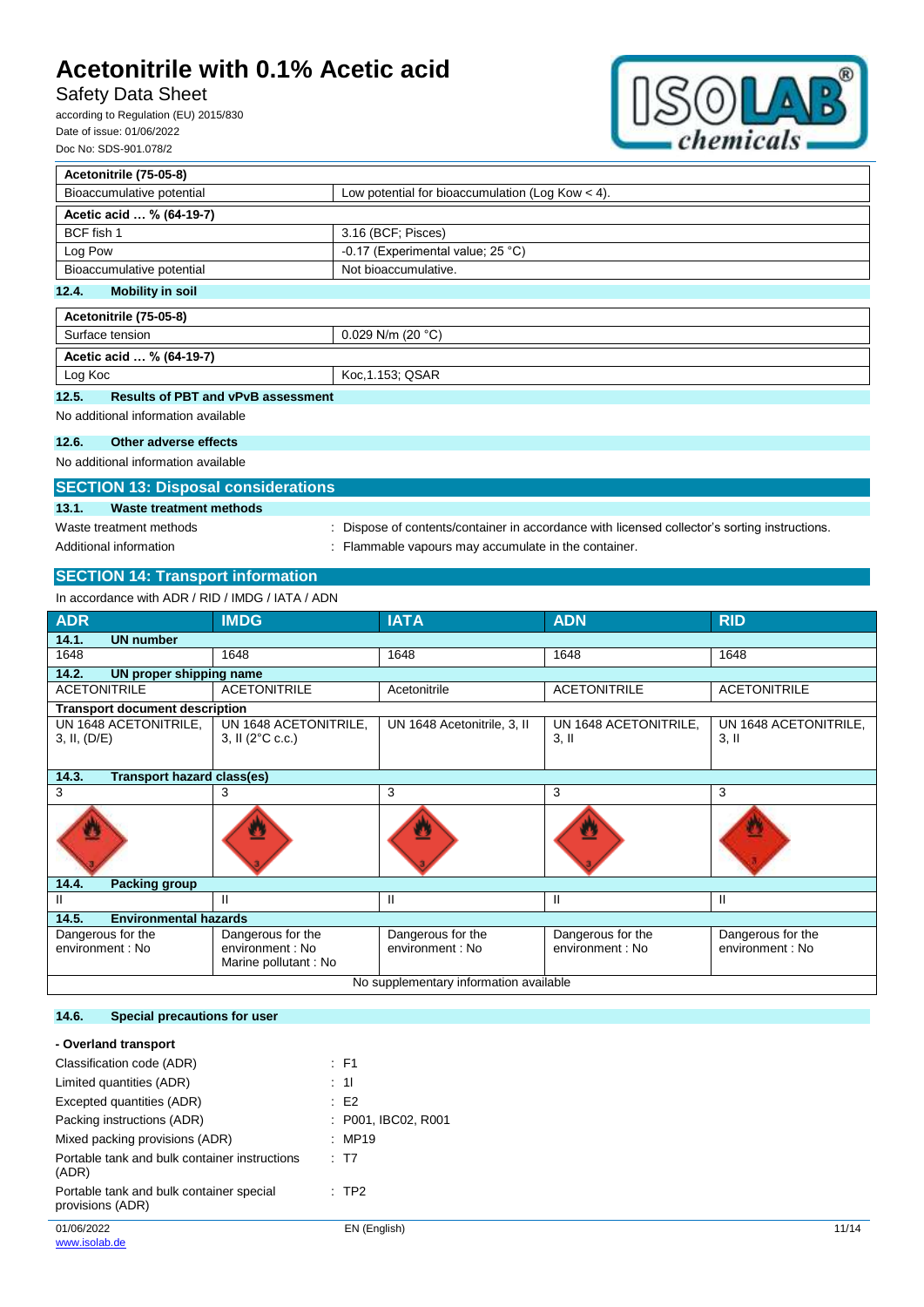| Acetonitrile (75-05-8) | |
|---|---|
| Bioaccumulative potential | Low potential for bioaccumulation (Log Kow < 4). |

| Acetic acid … % (64-19-7) | |
|---|---|
| BCF fish 1 | 3.16 (BCF; Pisces) |
| Log Pow | -0.17 (Experimental value; 25 °C) |
| Bioaccumulative potential | Not bioaccumulative. |

### 12.4. Mobility in soil

| Acetonitrile (75-05-8) | |
|---|---|
| Surface tension | 0.029 N/m (20 °C) |

| Acetic acid … % (64-19-7) | |
|---|---|
| Log Koc | Koc,1.153; QSAR |

### 12.5. Results of PBT and vPvB assessment

No additional information available

### 12.6. Other adverse effects

No additional information available

## SECTION 13: Disposal considerations

### 13.1. Waste treatment methods

Waste treatment methods : Dispose of contents/container in accordance with licensed collector's sorting instructions.

Additional information : Flammable vapours may accumulate in the container.

## SECTION 14: Transport information

In accordance with ADR / RID / IMDG / IATA / ADN

| ADR | IMDG | IATA | ADN | RID |
|---|---|---|---|---|
| **14.1. UN number** | | | | |
| 1648 | 1648 | 1648 | 1648 | 1648 |
| **14.2. UN proper shipping name** | | | | |
| ACETONITRILE | ACETONITRILE | Acetonitrile | ACETONITRILE | ACETONITRILE |
| **Transport document description** | | | | |
| UN 1648 ACETONITRILE, 3, II, (D/E) | UN 1648 ACETONITRILE, 3, II (2°C c.c.) | UN 1648 Acetonitrile, 3, II | UN 1648 ACETONITRILE, 3, II | UN 1648 ACETONITRILE, 3, II |
| **14.3. Transport hazard class(es)** | | | | |
| 3 | 3 | 3 | 3 | 3 |
| **14.4. Packing group** | | | | |
| II | II | II | II | II |
| **14.5. Environmental hazards** | | | | |
| Dangerous for the environment : No | Dangerous for the environment : No Marine pollutant : No | Dangerous for the environment : No | Dangerous for the environment : No | Dangerous for the environment : No |
| No supplementary information available | | | | |

### 14.6. Special precautions for user

**- Overland transport**

Classification code (ADR) : F1

Limited quantities (ADR) : 1l

Excepted quantities (ADR) : E2

Packing instructions (ADR) : P001, IBC02, R001

Mixed packing provisions (ADR) : MP19

Portable tank and bulk container instructions (ADR) : T7

Portable tank and bulk container special provisions (ADR) : TP2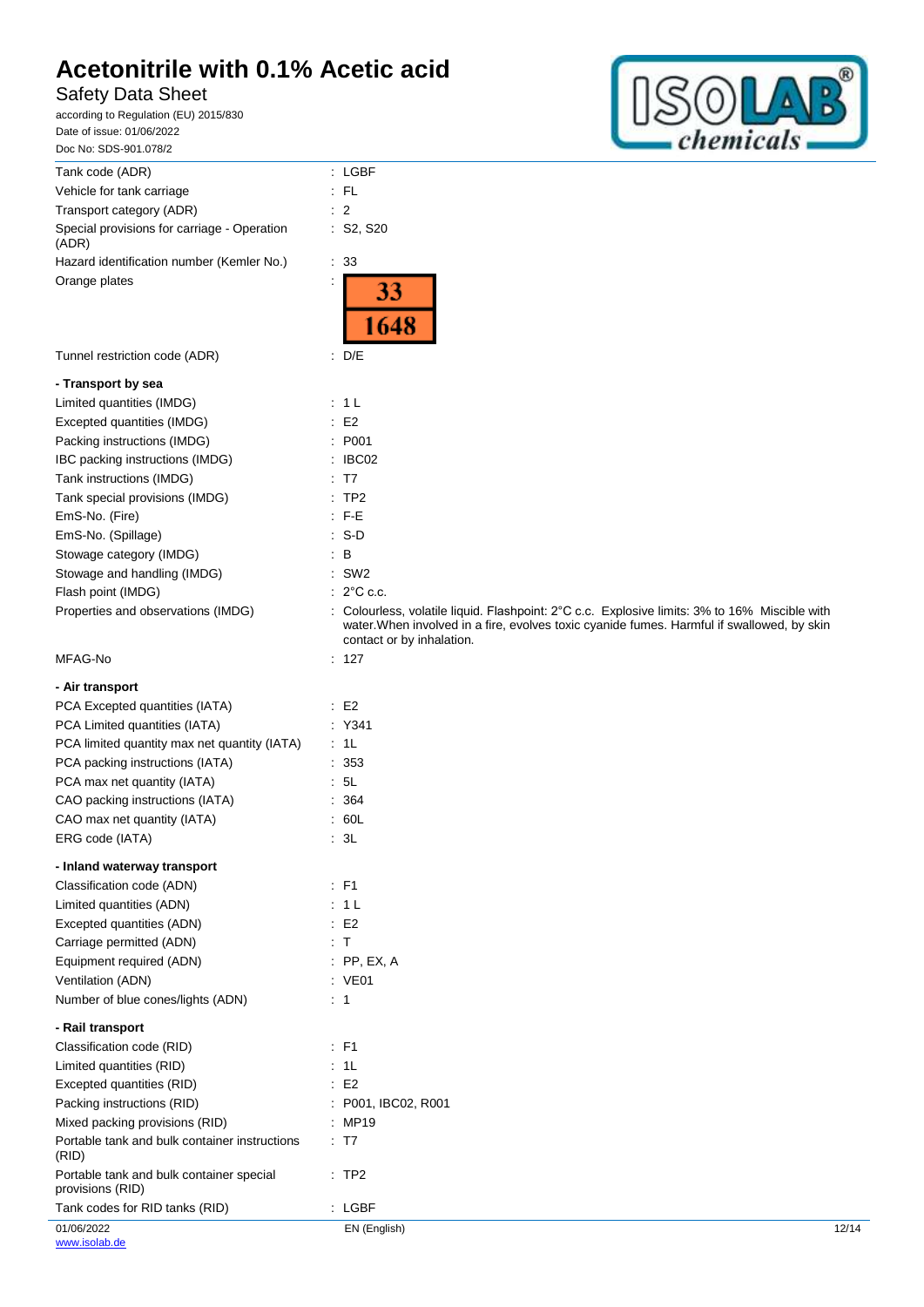| | |
|---|---|
| Tank code (ADR) | : LGBF |
| Vehicle for tank carriage | : FL |
| Transport category (ADR) | : 2 |
| Special provisions for carriage - Operation (ADR) | : S2, S20 |
| Hazard identification number (Kemler No.) | : 33 |
| Orange plates | : 33 / 1648 |
| Tunnel restriction code (ADR) | : D/E |

**- Transport by sea**

| | |
|---|---|
| Limited quantities (IMDG) | : 1 L |
| Excepted quantities (IMDG) | : E2 |
| Packing instructions (IMDG) | : P001 |
| IBC packing instructions (IMDG) | : IBC02 |
| Tank instructions (IMDG) | : T7 |
| Tank special provisions (IMDG) | : TP2 |
| EmS-No. (Fire) | : F-E |
| EmS-No. (Spillage) | : S-D |
| Stowage category (IMDG) | : B |
| Stowage and handling (IMDG) | : SW2 |
| Flash point (IMDG) | : 2°C c.c. |
| Properties and observations (IMDG) | : Colourless, volatile liquid. Flashpoint: 2°C c.c. Explosive limits: 3% to 16% Miscible with water.When involved in a fire, evolves toxic cyanide fumes. Harmful if swallowed, by skin contact or by inhalation. |
| MFAG-No | : 127 |

**- Air transport**

| | |
|---|---|
| PCA Excepted quantities (IATA) | : E2 |
| PCA Limited quantities (IATA) | : Y341 |
| PCA limited quantity max net quantity (IATA) | : 1L |
| PCA packing instructions (IATA) | : 353 |
| PCA max net quantity (IATA) | : 5L |
| CAO packing instructions (IATA) | : 364 |
| CAO max net quantity (IATA) | : 60L |
| ERG code (IATA) | : 3L |

**- Inland waterway transport**

| | |
|---|---|
| Classification code (ADN) | : F1 |
| Limited quantities (ADN) | : 1 L |
| Excepted quantities (ADN) | : E2 |
| Carriage permitted (ADN) | : T |
| Equipment required (ADN) | : PP, EX, A |
| Ventilation (ADN) | : VE01 |
| Number of blue cones/lights (ADN) | : 1 |

**- Rail transport**

| | |
|---|---|
| Classification code (RID) | : F1 |
| Limited quantities (RID) | : 1L |
| Excepted quantities (RID) | : E2 |
| Packing instructions (RID) | : P001, IBC02, R001 |
| Mixed packing provisions (RID) | : MP19 |
| Portable tank and bulk container instructions (RID) | : T7 |
| Portable tank and bulk container special provisions (RID) | : TP2 |
| Tank codes for RID tanks (RID) | : LGBF |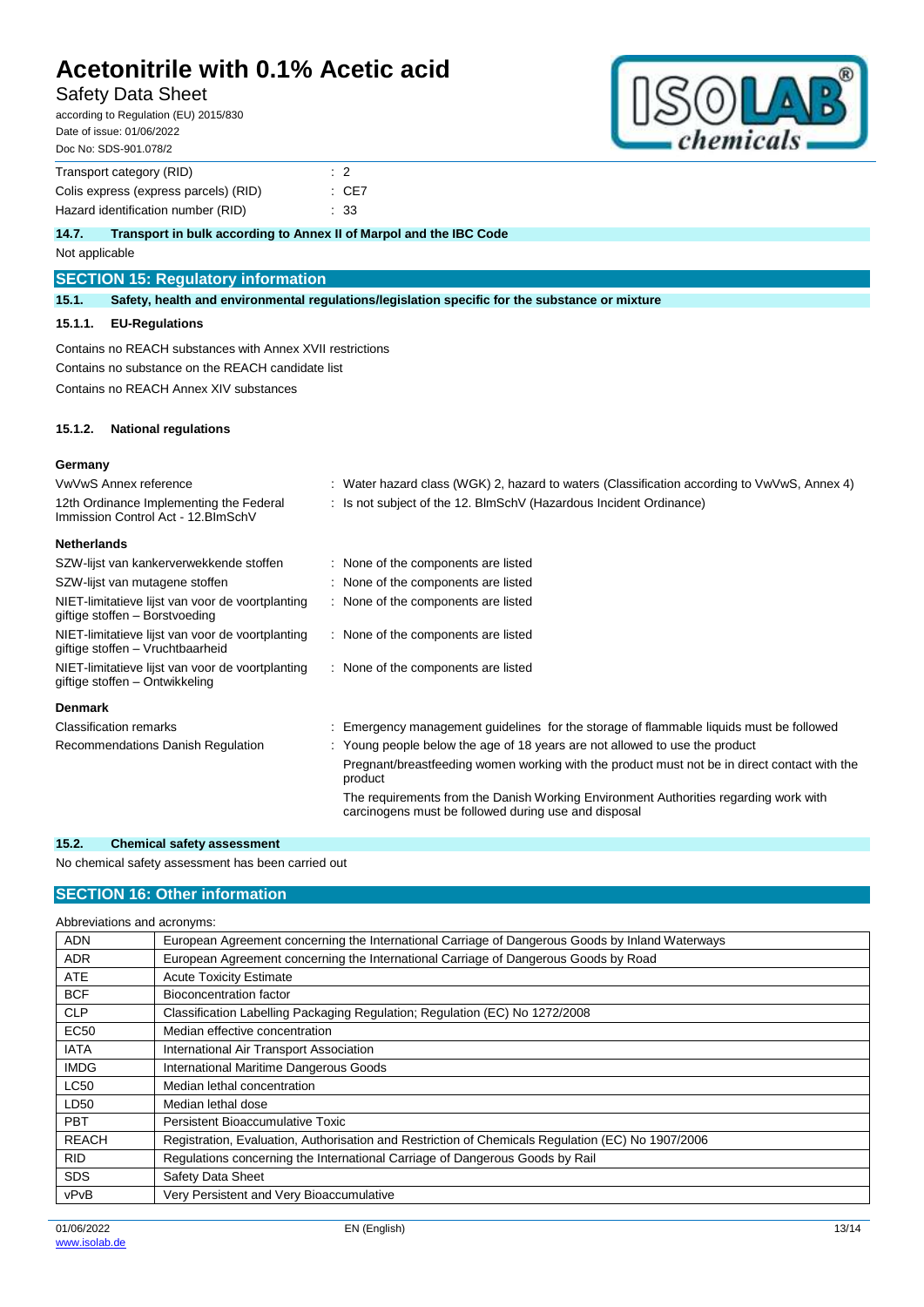| | |
|---|---|
| Transport category (RID) | : 2 |
| Colis express (express parcels) (RID) | : CE7 |
| Hazard identification number (RID) | : 33 |

### 14.7. Transport in bulk according to Annex II of Marpol and the IBC Code

Not applicable

## SECTION 15: Regulatory information

### 15.1. Safety, health and environmental regulations/legislation specific for the substance or mixture

#### 15.1.1. EU-Regulations

Contains no REACH substances with Annex XVII restrictions

Contains no substance on the REACH candidate list

Contains no REACH Annex XIV substances

#### 15.1.2. National regulations

**Germany**

| | |
|---|---|
| VwVwS Annex reference | : Water hazard class (WGK) 2, hazard to waters (Classification according to VwVwS, Annex 4) |
| 12th Ordinance Implementing the Federal Immission Control Act - 12.BImSchV | : Is not subject of the 12. BlmSchV (Hazardous Incident Ordinance) |

**Netherlands**

| | |
|---|---|
| SZW-lijst van kankerverwekkende stoffen | : None of the components are listed |
| SZW-lijst van mutagene stoffen | : None of the components are listed |
| NIET-limitatieve lijst van voor de voortplanting giftige stoffen – Borstvoeding | : None of the components are listed |
| NIET-limitatieve lijst van voor de voortplanting giftige stoffen – Vruchtbaarheid | : None of the components are listed |
| NIET-limitatieve lijst van voor de voortplanting giftige stoffen – Ontwikkeling | : None of the components are listed |

**Denmark**

| | |
|---|---|
| Classification remarks | : Emergency management guidelines for the storage of flammable liquids must be followed |
| Recommendations Danish Regulation | : Young people below the age of 18 years are not allowed to use the product<br>Pregnant/breastfeeding women working with the product must not be in direct contact with the product<br>The requirements from the Danish Working Environment Authorities regarding work with carcinogens must be followed during use and disposal |

### 15.2. Chemical safety assessment

No chemical safety assessment has been carried out

## SECTION 16: Other information

Abbreviations and acronyms:

| | |
|---|---|
| ADN | European Agreement concerning the International Carriage of Dangerous Goods by Inland Waterways |
| ADR | European Agreement concerning the International Carriage of Dangerous Goods by Road |
| ATE | Acute Toxicity Estimate |
| BCF | Bioconcentration factor |
| CLP | Classification Labelling Packaging Regulation; Regulation (EC) No 1272/2008 |
| EC50 | Median effective concentration |
| IATA | International Air Transport Association |
| IMDG | International Maritime Dangerous Goods |
| LC50 | Median lethal concentration |
| LD50 | Median lethal dose |
| PBT | Persistent Bioaccumulative Toxic |
| REACH | Registration, Evaluation, Authorisation and Restriction of Chemicals Regulation (EC) No 1907/2006 |
| RID | Regulations concerning the International Carriage of Dangerous Goods by Rail |
| SDS | Safety Data Sheet |
| vPvB | Very Persistent and Very Bioaccumulative |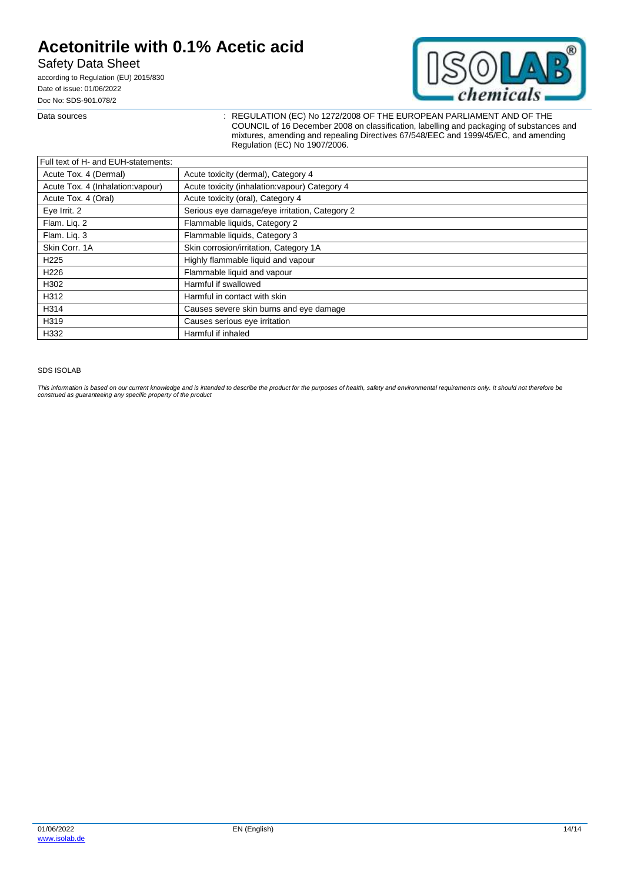Data sources : REGULATION (EC) No 1272/2008 OF THE EUROPEAN PARLIAMENT AND OF THE COUNCIL of 16 December 2008 on classification, labelling and packaging of substances and mixtures, amending and repealing Directives 67/548/EEC and 1999/45/EC, and amending Regulation (EC) No 1907/2006.

| Full text of H- and EUH-statements: | |
|---|---|
| Acute Tox. 4 (Dermal) | Acute toxicity (dermal), Category 4 |
| Acute Tox. 4 (Inhalation:vapour) | Acute toxicity (inhalation:vapour) Category 4 |
| Acute Tox. 4 (Oral) | Acute toxicity (oral), Category 4 |
| Eye Irrit. 2 | Serious eye damage/eye irritation, Category 2 |
| Flam. Liq. 2 | Flammable liquids, Category 2 |
| Flam. Liq. 3 | Flammable liquids, Category 3 |
| Skin Corr. 1A | Skin corrosion/irritation, Category 1A |
| H225 | Highly flammable liquid and vapour |
| H226 | Flammable liquid and vapour |
| H302 | Harmful if swallowed |
| H312 | Harmful in contact with skin |
| H314 | Causes severe skin burns and eye damage |
| H319 | Causes serious eye irritation |
| H332 | Harmful if inhaled |

SDS ISOLAB

*This information is based on our current knowledge and is intended to describe the product for the purposes of health, safety and environmental requirements only. It should not therefore be construed as guaranteeing any specific property of the product*